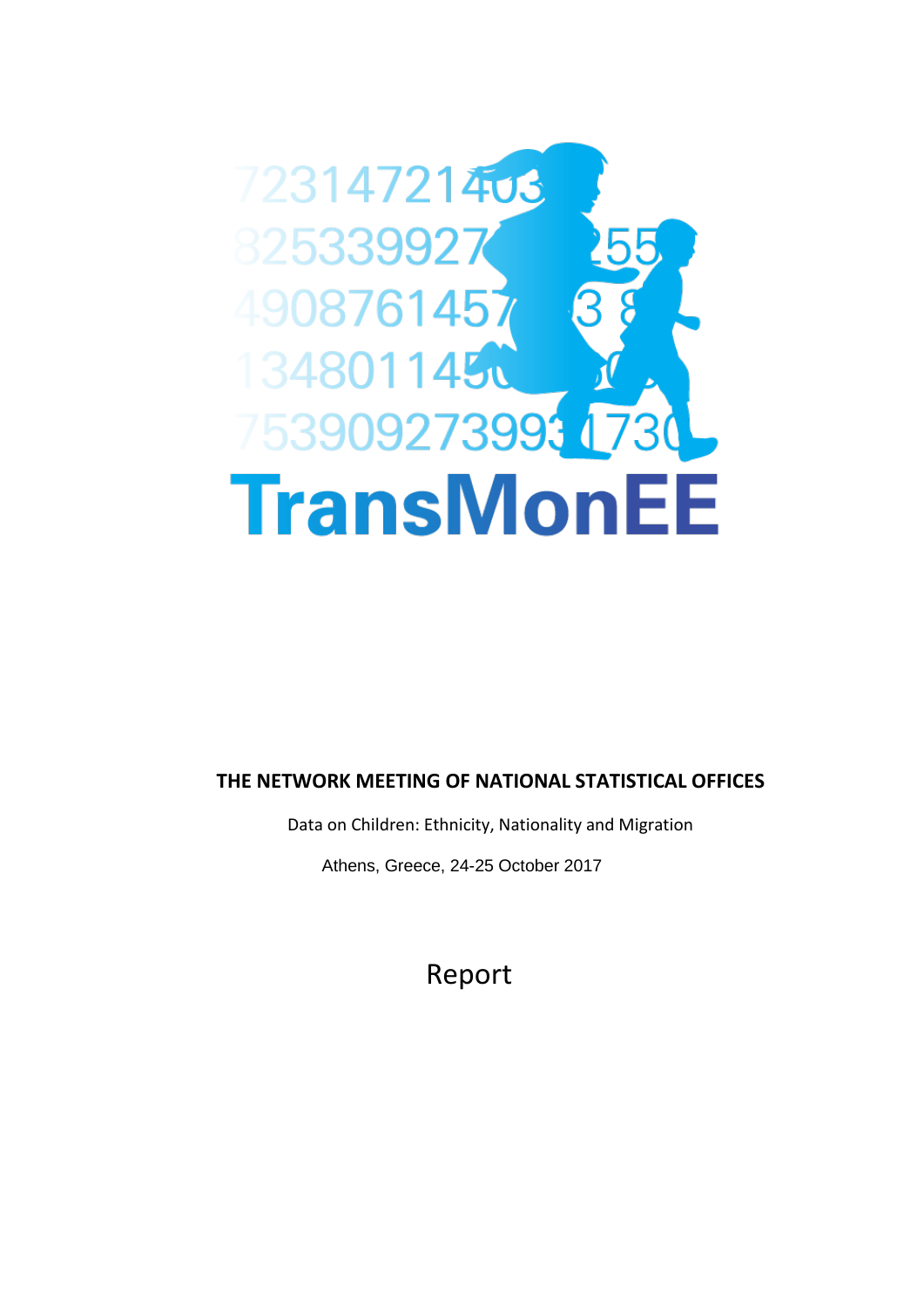TransMonEE

**THE NETWORK MEETING OF NATIONAL STATISTICAL OFFICES**

Data on Children: Ethnicity, Nationality and Migration

Athens, Greece, 24-25 October 2017

# Report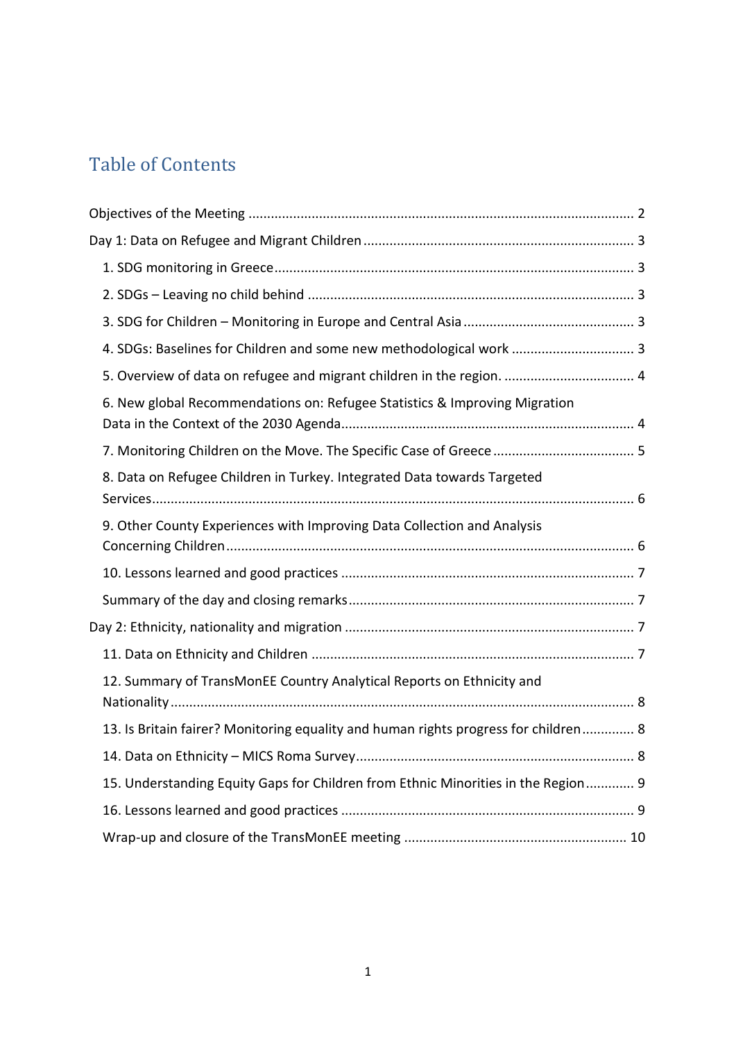# Table of Contents

Objectives of the Meeting ..................................................................................................... 2

Day 1: Data on Refugee and Migrant Children ........................................................................ 3

- 1. SDG monitoring in Greece ................................................................................................ 3
- 2. SDGs – Leaving no child behind ....................................................................................... 3
- 3. SDG for Children – Monitoring in Europe and Central Asia ............................................. 3
- 4. SDGs: Baselines for Children and some new methodological work ................................ 3
- 5. Overview of data on refugee and migrant children in the region. .................................. 4
- 6. New global Recommendations on: Refugee Statistics & Improving Migration Data in the Context of the 2030 Agenda ............................................................................ 4
- 7. Monitoring Children on the Move. The Specific Case of Greece ..................................... 5
- 8. Data on Refugee Children in Turkey. Integrated Data towards Targeted Services ............................................................................................................................ 6
- 9. Other County Experiences with Improving Data Collection and Analysis Concerning Children ........................................................................................................... 6
- 10. Lessons learned and good practices .............................................................................. 7
- Summary of the day and closing remarks ............................................................................ 7

Day 2: Ethnicity, nationality and migration ............................................................................ 7

- 11. Data on Ethnicity and Children ...................................................................................... 7
- 12. Summary of TransMonEE Country Analytical Reports on Ethnicity and Nationality .......................................................................................................................... 8
- 13. Is Britain fairer? Monitoring equality and human rights progress for children ............. 8
- 14. Data on Ethnicity – MICS Roma Survey .......................................................................... 8
- 15. Understanding Equity Gaps for Children from Ethnic Minorities in the Region ............. 9
- 16. Lessons learned and good practices .............................................................................. 9
- Wrap-up and closure of the TransMonEE meeting ........................................................... 10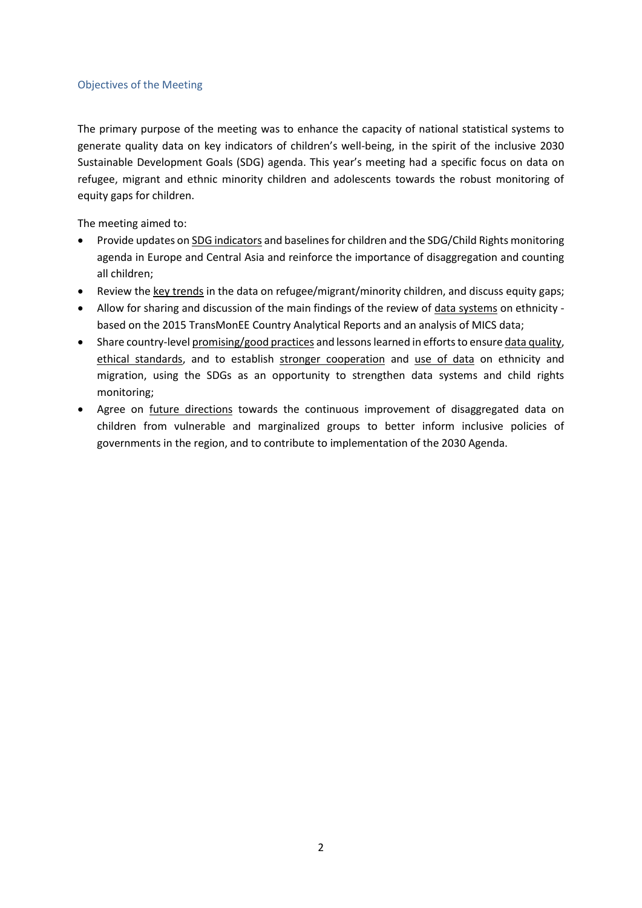## Objectives of the Meeting

The primary purpose of the meeting was to enhance the capacity of national statistical systems to generate quality data on key indicators of children's well-being, in the spirit of the inclusive 2030 Sustainable Development Goals (SDG) agenda. This year's meeting had a specific focus on data on refugee, migrant and ethnic minority children and adolescents towards the robust monitoring of equity gaps for children.

The meeting aimed to:

- Provide updates on SDG indicators and baselines for children and the SDG/Child Rights monitoring agenda in Europe and Central Asia and reinforce the importance of disaggregation and counting all children;
- Review the key trends in the data on refugee/migrant/minority children, and discuss equity gaps;
- Allow for sharing and discussion of the main findings of the review of data systems on ethnicity - based on the 2015 TransMonEE Country Analytical Reports and an analysis of MICS data;
- Share country-level promising/good practices and lessons learned in efforts to ensure data quality, ethical standards, and to establish stronger cooperation and use of data on ethnicity and migration, using the SDGs as an opportunity to strengthen data systems and child rights monitoring;
- Agree on future directions towards the continuous improvement of disaggregated data on children from vulnerable and marginalized groups to better inform inclusive policies of governments in the region, and to contribute to implementation of the 2030 Agenda.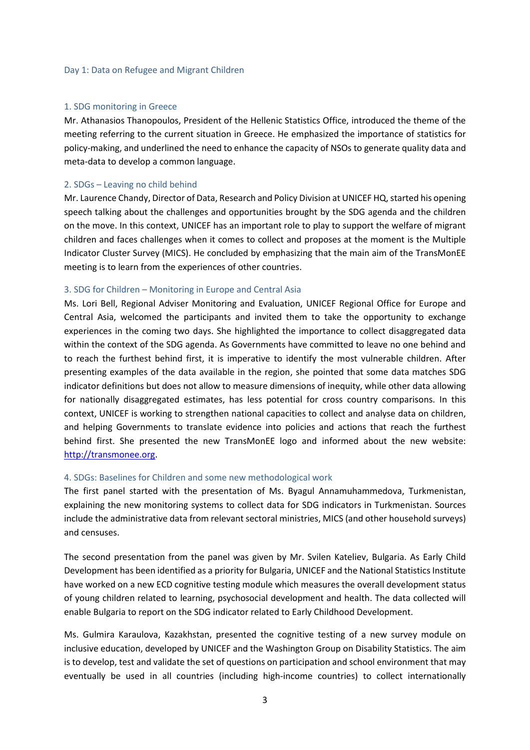## Day 1: Data on Refugee and Migrant Children

### 1. SDG monitoring in Greece

Mr. Athanasios Thanopoulos, President of the Hellenic Statistics Office, introduced the theme of the meeting referring to the current situation in Greece. He emphasized the importance of statistics for policy-making, and underlined the need to enhance the capacity of NSOs to generate quality data and meta-data to develop a common language.

### 2. SDGs – Leaving no child behind

Mr. Laurence Chandy, Director of Data, Research and Policy Division at UNICEF HQ, started his opening speech talking about the challenges and opportunities brought by the SDG agenda and the children on the move. In this context, UNICEF has an important role to play to support the welfare of migrant children and faces challenges when it comes to collect and proposes at the moment is the Multiple Indicator Cluster Survey (MICS). He concluded by emphasizing that the main aim of the TransMonEE meeting is to learn from the experiences of other countries.

### 3. SDG for Children – Monitoring in Europe and Central Asia

Ms. Lori Bell, Regional Adviser Monitoring and Evaluation, UNICEF Regional Office for Europe and Central Asia, welcomed the participants and invited them to take the opportunity to exchange experiences in the coming two days. She highlighted the importance to collect disaggregated data within the context of the SDG agenda. As Governments have committed to leave no one behind and to reach the furthest behind first, it is imperative to identify the most vulnerable children. After presenting examples of the data available in the region, she pointed that some data matches SDG indicator definitions but does not allow to measure dimensions of inequity, while other data allowing for nationally disaggregated estimates, has less potential for cross country comparisons. In this context, UNICEF is working to strengthen national capacities to collect and analyse data on children, and helping Governments to translate evidence into policies and actions that reach the furthest behind first. She presented the new TransMonEE logo and informed about the new website: [http://transmonee.org](http://transmonee.org).

### 4. SDGs: Baselines for Children and some new methodological work

The first panel started with the presentation of Ms. Byagul Annamuhammedova, Turkmenistan, explaining the new monitoring systems to collect data for SDG indicators in Turkmenistan. Sources include the administrative data from relevant sectoral ministries, MICS (and other household surveys) and censuses.

The second presentation from the panel was given by Mr. Svilen Kateliev, Bulgaria. As Early Child Development has been identified as a priority for Bulgaria, UNICEF and the National Statistics Institute have worked on a new ECD cognitive testing module which measures the overall development status of young children related to learning, psychosocial development and health. The data collected will enable Bulgaria to report on the SDG indicator related to Early Childhood Development.

Ms. Gulmira Karaulova, Kazakhstan, presented the cognitive testing of a new survey module on inclusive education, developed by UNICEF and the Washington Group on Disability Statistics. The aim is to develop, test and validate the set of questions on participation and school environment that may eventually be used in all countries (including high-income countries) to collect internationally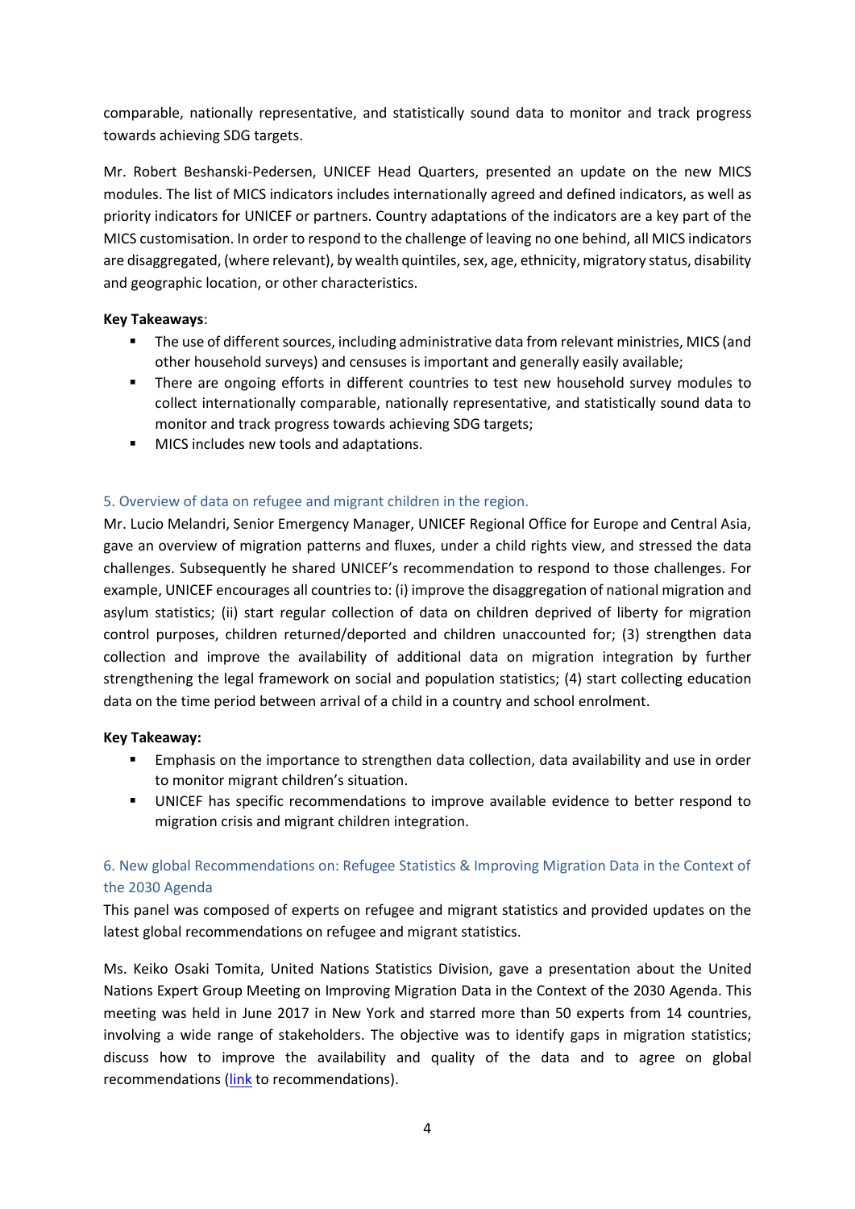comparable, nationally representative, and statistically sound data to monitor and track progress towards achieving SDG targets.

Mr. Robert Beshanski-Pedersen, UNICEF Head Quarters, presented an update on the new MICS modules. The list of MICS indicators includes internationally agreed and defined indicators, as well as priority indicators for UNICEF or partners. Country adaptations of the indicators are a key part of the MICS customisation. In order to respond to the challenge of leaving no one behind, all MICS indicators are disaggregated, (where relevant), by wealth quintiles, sex, age, ethnicity, migratory status, disability and geographic location, or other characteristics.

**Key Takeaways**:

- The use of different sources, including administrative data from relevant ministries, MICS (and other household surveys) and censuses is important and generally easily available;
- There are ongoing efforts in different countries to test new household survey modules to collect internationally comparable, nationally representative, and statistically sound data to monitor and track progress towards achieving SDG targets;
- MICS includes new tools and adaptations.

### 5. Overview of data on refugee and migrant children in the region.

Mr. Lucio Melandri, Senior Emergency Manager, UNICEF Regional Office for Europe and Central Asia, gave an overview of migration patterns and fluxes, under a child rights view, and stressed the data challenges. Subsequently he shared UNICEF's recommendation to respond to those challenges. For example, UNICEF encourages all countries to: (i) improve the disaggregation of national migration and asylum statistics; (ii) start regular collection of data on children deprived of liberty for migration control purposes, children returned/deported and children unaccounted for; (3) strengthen data collection and improve the availability of additional data on migration integration by further strengthening the legal framework on social and population statistics; (4) start collecting education data on the time period between arrival of a child in a country and school enrolment.

**Key Takeaway:**

- Emphasis on the importance to strengthen data collection, data availability and use in order to monitor migrant children's situation.
- UNICEF has specific recommendations to improve available evidence to better respond to migration crisis and migrant children integration.

### 6. New global Recommendations on: Refugee Statistics & Improving Migration Data in the Context of the 2030 Agenda

This panel was composed of experts on refugee and migrant statistics and provided updates on the latest global recommendations on refugee and migrant statistics.

Ms. Keiko Osaki Tomita, United Nations Statistics Division, gave a presentation about the United Nations Expert Group Meeting on Improving Migration Data in the Context of the 2030 Agenda. This meeting was held in June 2017 in New York and starred more than 50 experts from 14 countries, involving a wide range of stakeholders. The objective was to identify gaps in migration statistics; discuss how to improve the availability and quality of the data and to agree on global recommendations (link to recommendations).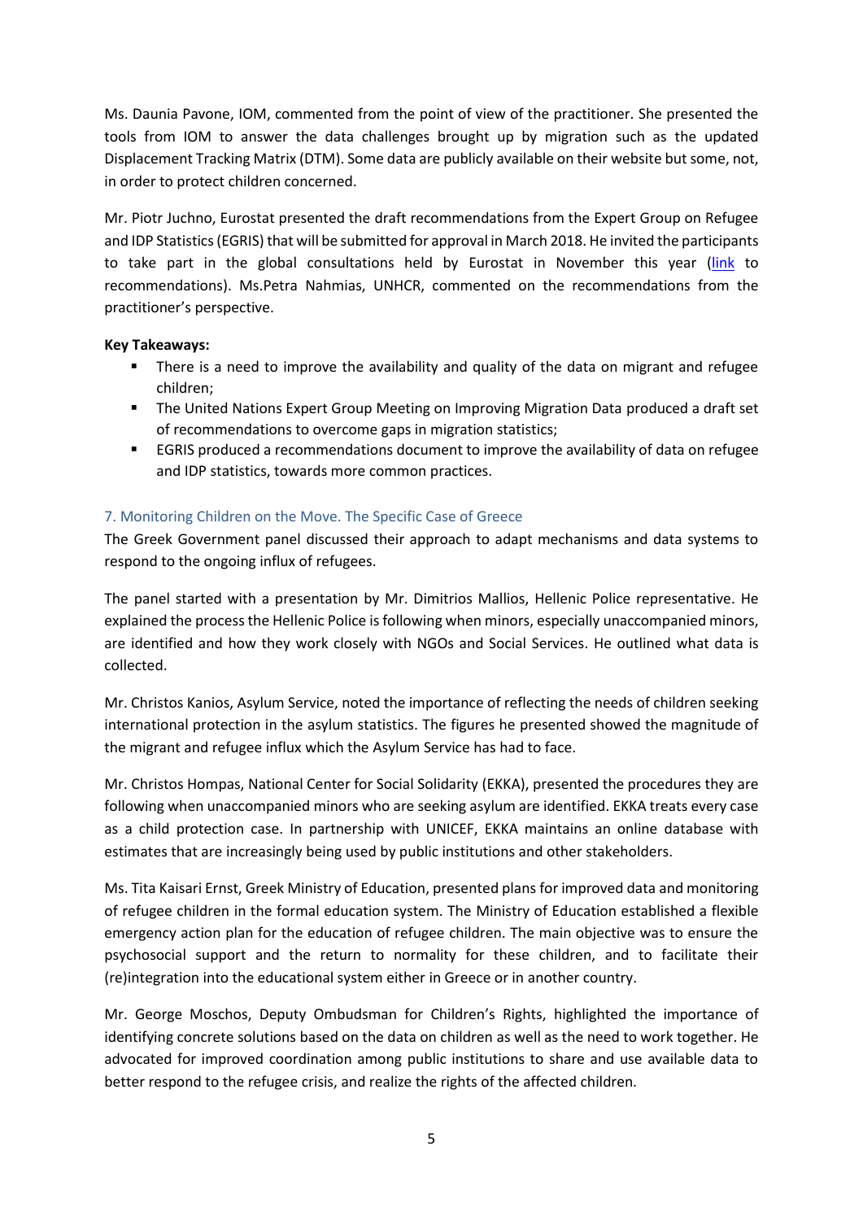Ms. Daunia Pavone, IOM, commented from the point of view of the practitioner. She presented the tools from IOM to answer the data challenges brought up by migration such as the updated Displacement Tracking Matrix (DTM). Some data are publicly available on their website but some, not, in order to protect children concerned.

Mr. Piotr Juchno, Eurostat presented the draft recommendations from the Expert Group on Refugee and IDP Statistics (EGRIS) that will be submitted for approval in March 2018. He invited the participants to take part in the global consultations held by Eurostat in November this year (link to recommendations). Ms.Petra Nahmias, UNHCR, commented on the recommendations from the practitioner's perspective.

**Key Takeaways:**

- There is a need to improve the availability and quality of the data on migrant and refugee children;
- The United Nations Expert Group Meeting on Improving Migration Data produced a draft set of recommendations to overcome gaps in migration statistics;
- EGRIS produced a recommendations document to improve the availability of data on refugee and IDP statistics, towards more common practices.

## 7. Monitoring Children on the Move. The Specific Case of Greece

The Greek Government panel discussed their approach to adapt mechanisms and data systems to respond to the ongoing influx of refugees.

The panel started with a presentation by Mr. Dimitrios Mallios, Hellenic Police representative. He explained the process the Hellenic Police is following when minors, especially unaccompanied minors, are identified and how they work closely with NGOs and Social Services. He outlined what data is collected.

Mr. Christos Kanios, Asylum Service, noted the importance of reflecting the needs of children seeking international protection in the asylum statistics. The figures he presented showed the magnitude of the migrant and refugee influx which the Asylum Service has had to face.

Mr. Christos Hompas, National Center for Social Solidarity (EKKA), presented the procedures they are following when unaccompanied minors who are seeking asylum are identified. EKKA treats every case as a child protection case. In partnership with UNICEF, EKKA maintains an online database with estimates that are increasingly being used by public institutions and other stakeholders.

Ms. Tita Kaisari Ernst, Greek Ministry of Education, presented plans for improved data and monitoring of refugee children in the formal education system. The Ministry of Education established a flexible emergency action plan for the education of refugee children. The main objective was to ensure the psychosocial support and the return to normality for these children, and to facilitate their (re)integration into the educational system either in Greece or in another country.

Mr. George Moschos, Deputy Ombudsman for Children's Rights, highlighted the importance of identifying concrete solutions based on the data on children as well as the need to work together. He advocated for improved coordination among public institutions to share and use available data to better respond to the refugee crisis, and realize the rights of the affected children.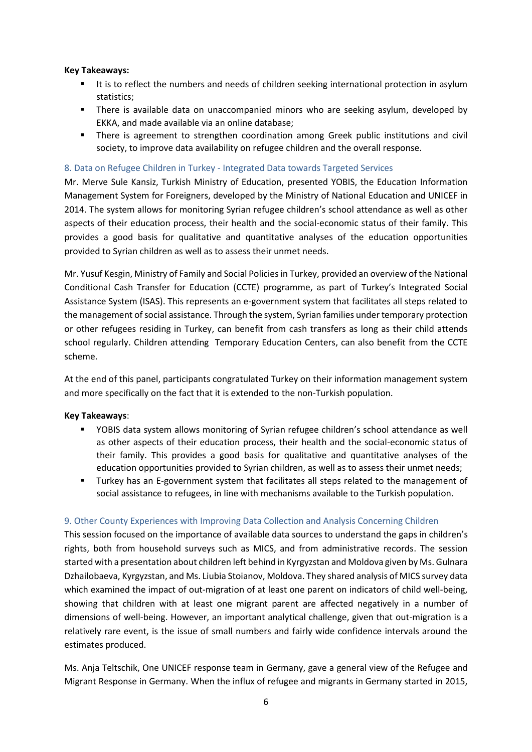**Key Takeaways:**

- It is to reflect the numbers and needs of children seeking international protection in asylum statistics;
- There is available data on unaccompanied minors who are seeking asylum, developed by EKKA, and made available via an online database;
- There is agreement to strengthen coordination among Greek public institutions and civil society, to improve data availability on refugee children and the overall response.

### 8. Data on Refugee Children in Turkey - Integrated Data towards Targeted Services

Mr. Merve Sule Kansiz, Turkish Ministry of Education, presented YOBIS, the Education Information Management System for Foreigners, developed by the Ministry of National Education and UNICEF in 2014. The system allows for monitoring Syrian refugee children's school attendance as well as other aspects of their education process, their health and the social-economic status of their family. This provides a good basis for qualitative and quantitative analyses of the education opportunities provided to Syrian children as well as to assess their unmet needs.

Mr. Yusuf Kesgin, Ministry of Family and Social Policies in Turkey, provided an overview of the National Conditional Cash Transfer for Education (CCTE) programme, as part of Turkey's Integrated Social Assistance System (ISAS). This represents an e-government system that facilitates all steps related to the management of social assistance. Through the system, Syrian families under temporary protection or other refugees residing in Turkey, can benefit from cash transfers as long as their child attends school regularly. Children attending Temporary Education Centers, can also benefit from the CCTE scheme.

At the end of this panel, participants congratulated Turkey on their information management system and more specifically on the fact that it is extended to the non-Turkish population.

**Key Takeaways**:

- YOBIS data system allows monitoring of Syrian refugee children's school attendance as well as other aspects of their education process, their health and the social-economic status of their family. This provides a good basis for qualitative and quantitative analyses of the education opportunities provided to Syrian children, as well as to assess their unmet needs;
- Turkey has an E-government system that facilitates all steps related to the management of social assistance to refugees, in line with mechanisms available to the Turkish population.

### 9. Other County Experiences with Improving Data Collection and Analysis Concerning Children

This session focused on the importance of available data sources to understand the gaps in children's rights, both from household surveys such as MICS, and from administrative records. The session started with a presentation about children left behind in Kyrgyzstan and Moldova given by Ms. Gulnara Dzhailobaeva, Kyrgyzstan, and Ms. Liubia Stoianov, Moldova. They shared analysis of MICS survey data which examined the impact of out-migration of at least one parent on indicators of child well-being, showing that children with at least one migrant parent are affected negatively in a number of dimensions of well-being. However, an important analytical challenge, given that out-migration is a relatively rare event, is the issue of small numbers and fairly wide confidence intervals around the estimates produced.

Ms. Anja Teltschik, One UNICEF response team in Germany, gave a general view of the Refugee and Migrant Response in Germany. When the influx of refugee and migrants in Germany started in 2015,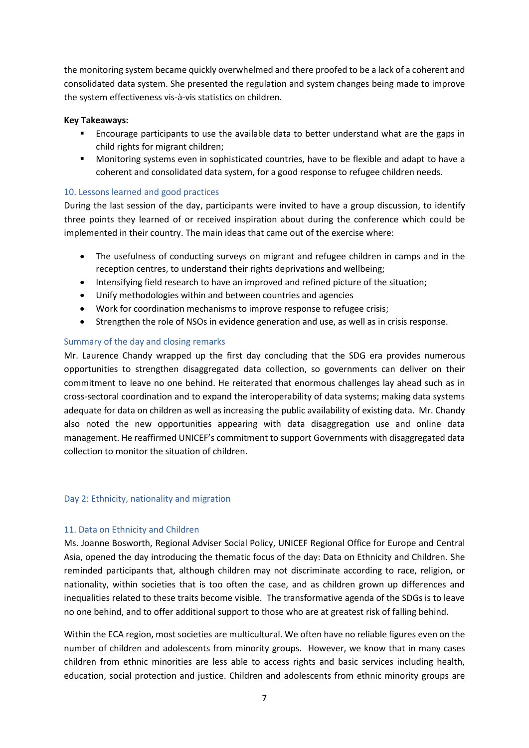the monitoring system became quickly overwhelmed and there proofed to be a lack of a coherent and consolidated data system. She presented the regulation and system changes being made to improve the system effectiveness vis-à-vis statistics on children.

**Key Takeaways:**

- Encourage participants to use the available data to better understand what are the gaps in child rights for migrant children;
- Monitoring systems even in sophisticated countries, have to be flexible and adapt to have a coherent and consolidated data system, for a good response to refugee children needs.

## 10. Lessons learned and good practices

During the last session of the day, participants were invited to have a group discussion, to identify three points they learned of or received inspiration about during the conference which could be implemented in their country. The main ideas that came out of the exercise where:

- The usefulness of conducting surveys on migrant and refugee children in camps and in the reception centres, to understand their rights deprivations and wellbeing;
- Intensifying field research to have an improved and refined picture of the situation;
- Unify methodologies within and between countries and agencies
- Work for coordination mechanisms to improve response to refugee crisis;
- Strengthen the role of NSOs in evidence generation and use, as well as in crisis response.

## Summary of the day and closing remarks

Mr. Laurence Chandy wrapped up the first day concluding that the SDG era provides numerous opportunities to strengthen disaggregated data collection, so governments can deliver on their commitment to leave no one behind. He reiterated that enormous challenges lay ahead such as in cross-sectoral coordination and to expand the interoperability of data systems; making data systems adequate for data on children as well as increasing the public availability of existing data. Mr. Chandy also noted the new opportunities appearing with data disaggregation use and online data management. He reaffirmed UNICEF's commitment to support Governments with disaggregated data collection to monitor the situation of children.

# Day 2: Ethnicity, nationality and migration

## 11. Data on Ethnicity and Children

Ms. Joanne Bosworth, Regional Adviser Social Policy, UNICEF Regional Office for Europe and Central Asia, opened the day introducing the thematic focus of the day: Data on Ethnicity and Children. She reminded participants that, although children may not discriminate according to race, religion, or nationality, within societies that is too often the case, and as children grown up differences and inequalities related to these traits become visible. The transformative agenda of the SDGs is to leave no one behind, and to offer additional support to those who are at greatest risk of falling behind.

Within the ECA region, most societies are multicultural. We often have no reliable figures even on the number of children and adolescents from minority groups. However, we know that in many cases children from ethnic minorities are less able to access rights and basic services including health, education, social protection and justice. Children and adolescents from ethnic minority groups are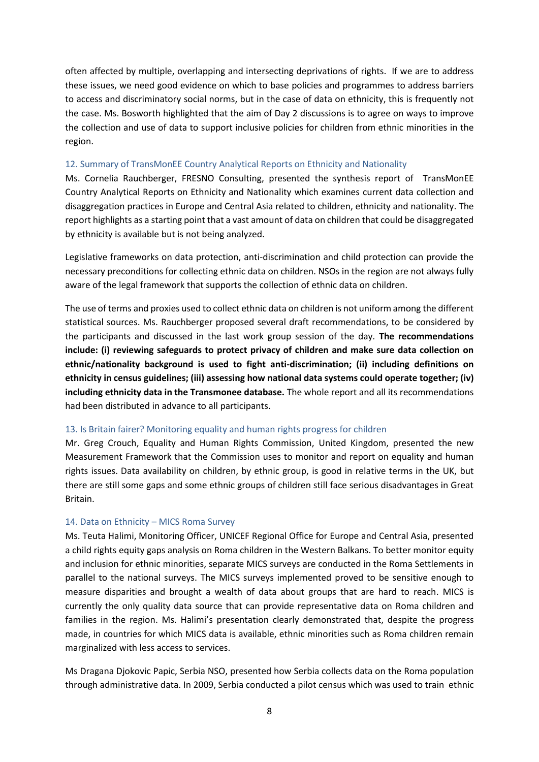often affected by multiple, overlapping and intersecting deprivations of rights. If we are to address these issues, we need good evidence on which to base policies and programmes to address barriers to access and discriminatory social norms, but in the case of data on ethnicity, this is frequently not the case. Ms. Bosworth highlighted that the aim of Day 2 discussions is to agree on ways to improve the collection and use of data to support inclusive policies for children from ethnic minorities in the region.

### 12. Summary of TransMonEE Country Analytical Reports on Ethnicity and Nationality

Ms. Cornelia Rauchberger, FRESNO Consulting, presented the synthesis report of TransMonEE Country Analytical Reports on Ethnicity and Nationality which examines current data collection and disaggregation practices in Europe and Central Asia related to children, ethnicity and nationality. The report highlights as a starting point that a vast amount of data on children that could be disaggregated by ethnicity is available but is not being analyzed.

Legislative frameworks on data protection, anti-discrimination and child protection can provide the necessary preconditions for collecting ethnic data on children. NSOs in the region are not always fully aware of the legal framework that supports the collection of ethnic data on children.

The use of terms and proxies used to collect ethnic data on children is not uniform among the different statistical sources. Ms. Rauchberger proposed several draft recommendations, to be considered by the participants and discussed in the last work group session of the day. **The recommendations include: (i) reviewing safeguards to protect privacy of children and make sure data collection on ethnic/nationality background is used to fight anti-discrimination; (ii) including definitions on ethnicity in census guidelines; (iii) assessing how national data systems could operate together; (iv) including ethnicity data in the Transmonee database.** The whole report and all its recommendations had been distributed in advance to all participants.

### 13. Is Britain fairer? Monitoring equality and human rights progress for children

Mr. Greg Crouch, Equality and Human Rights Commission, United Kingdom, presented the new Measurement Framework that the Commission uses to monitor and report on equality and human rights issues. Data availability on children, by ethnic group, is good in relative terms in the UK, but there are still some gaps and some ethnic groups of children still face serious disadvantages in Great Britain.

### 14. Data on Ethnicity – MICS Roma Survey

Ms. Teuta Halimi, Monitoring Officer, UNICEF Regional Office for Europe and Central Asia, presented a child rights equity gaps analysis on Roma children in the Western Balkans. To better monitor equity and inclusion for ethnic minorities, separate MICS surveys are conducted in the Roma Settlements in parallel to the national surveys. The MICS surveys implemented proved to be sensitive enough to measure disparities and brought a wealth of data about groups that are hard to reach. MICS is currently the only quality data source that can provide representative data on Roma children and families in the region. Ms. Halimi's presentation clearly demonstrated that, despite the progress made, in countries for which MICS data is available, ethnic minorities such as Roma children remain marginalized with less access to services.

Ms Dragana Djokovic Papic, Serbia NSO, presented how Serbia collects data on the Roma population through administrative data. In 2009, Serbia conducted a pilot census which was used to train ethnic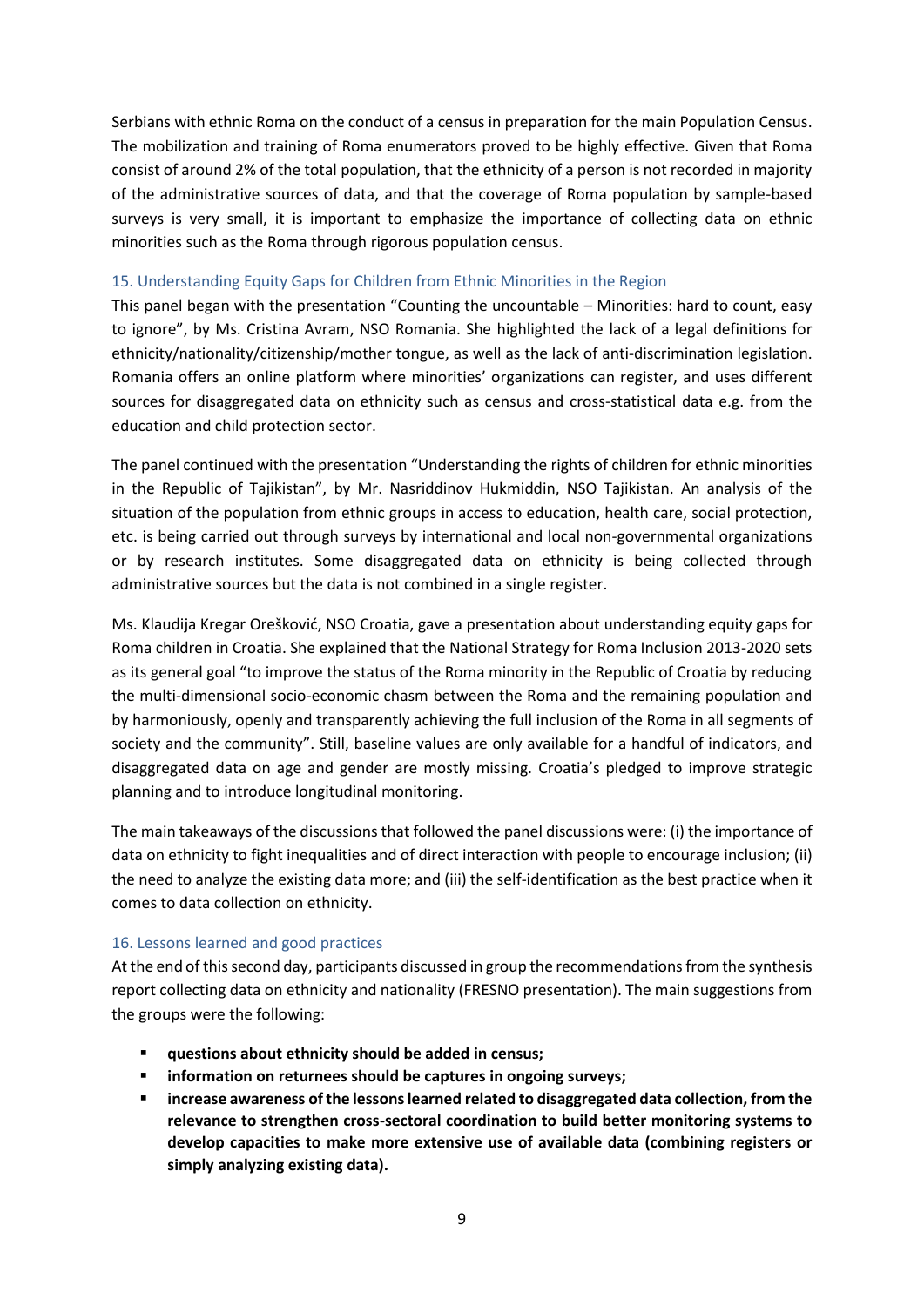Serbians with ethnic Roma on the conduct of a census in preparation for the main Population Census. The mobilization and training of Roma enumerators proved to be highly effective. Given that Roma consist of around 2% of the total population, that the ethnicity of a person is not recorded in majority of the administrative sources of data, and that the coverage of Roma population by sample-based surveys is very small, it is important to emphasize the importance of collecting data on ethnic minorities such as the Roma through rigorous population census.

### 15. Understanding Equity Gaps for Children from Ethnic Minorities in the Region

This panel began with the presentation "Counting the uncountable – Minorities: hard to count, easy to ignore", by Ms. Cristina Avram, NSO Romania. She highlighted the lack of a legal definitions for ethnicity/nationality/citizenship/mother tongue, as well as the lack of anti-discrimination legislation. Romania offers an online platform where minorities' organizations can register, and uses different sources for disaggregated data on ethnicity such as census and cross-statistical data e.g. from the education and child protection sector.

The panel continued with the presentation "Understanding the rights of children for ethnic minorities in the Republic of Tajikistan", by Mr. Nasriddinov Hukmiddin, NSO Tajikistan. An analysis of the situation of the population from ethnic groups in access to education, health care, social protection, etc. is being carried out through surveys by international and local non-governmental organizations or by research institutes. Some disaggregated data on ethnicity is being collected through administrative sources but the data is not combined in a single register.

Ms. Klaudija Kregar Orešković, NSO Croatia, gave a presentation about understanding equity gaps for Roma children in Croatia. She explained that the National Strategy for Roma Inclusion 2013-2020 sets as its general goal "to improve the status of the Roma minority in the Republic of Croatia by reducing the multi-dimensional socio-economic chasm between the Roma and the remaining population and by harmoniously, openly and transparently achieving the full inclusion of the Roma in all segments of society and the community". Still, baseline values are only available for a handful of indicators, and disaggregated data on age and gender are mostly missing. Croatia's pledged to improve strategic planning and to introduce longitudinal monitoring.

The main takeaways of the discussions that followed the panel discussions were: (i) the importance of data on ethnicity to fight inequalities and of direct interaction with people to encourage inclusion; (ii) the need to analyze the existing data more; and (iii) the self-identification as the best practice when it comes to data collection on ethnicity.

### 16. Lessons learned and good practices

At the end of this second day, participants discussed in group the recommendations from the synthesis report collecting data on ethnicity and nationality (FRESNO presentation). The main suggestions from the groups were the following:

- **questions about ethnicity should be added in census;**
- **information on returnees should be captures in ongoing surveys;**
- **increase awareness of the lessons learned related to disaggregated data collection, from the relevance to strengthen cross-sectoral coordination to build better monitoring systems to develop capacities to make more extensive use of available data (combining registers or simply analyzing existing data).**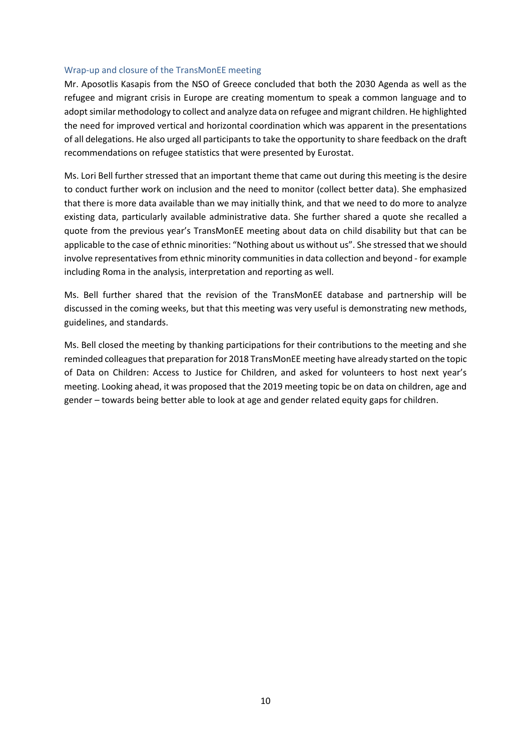### Wrap-up and closure of the TransMonEE meeting

Mr. Aposotlis Kasapis from the NSO of Greece concluded that both the 2030 Agenda as well as the refugee and migrant crisis in Europe are creating momentum to speak a common language and to adopt similar methodology to collect and analyze data on refugee and migrant children. He highlighted the need for improved vertical and horizontal coordination which was apparent in the presentations of all delegations. He also urged all participants to take the opportunity to share feedback on the draft recommendations on refugee statistics that were presented by Eurostat.

Ms. Lori Bell further stressed that an important theme that came out during this meeting is the desire to conduct further work on inclusion and the need to monitor (collect better data). She emphasized that there is more data available than we may initially think, and that we need to do more to analyze existing data, particularly available administrative data. She further shared a quote she recalled a quote from the previous year's TransMonEE meeting about data on child disability but that can be applicable to the case of ethnic minorities: "Nothing about us without us". She stressed that we should involve representatives from ethnic minority communities in data collection and beyond - for example including Roma in the analysis, interpretation and reporting as well.

Ms. Bell further shared that the revision of the TransMonEE database and partnership will be discussed in the coming weeks, but that this meeting was very useful is demonstrating new methods, guidelines, and standards.

Ms. Bell closed the meeting by thanking participations for their contributions to the meeting and she reminded colleagues that preparation for 2018 TransMonEE meeting have already started on the topic of Data on Children: Access to Justice for Children, and asked for volunteers to host next year's meeting. Looking ahead, it was proposed that the 2019 meeting topic be on data on children, age and gender – towards being better able to look at age and gender related equity gaps for children.